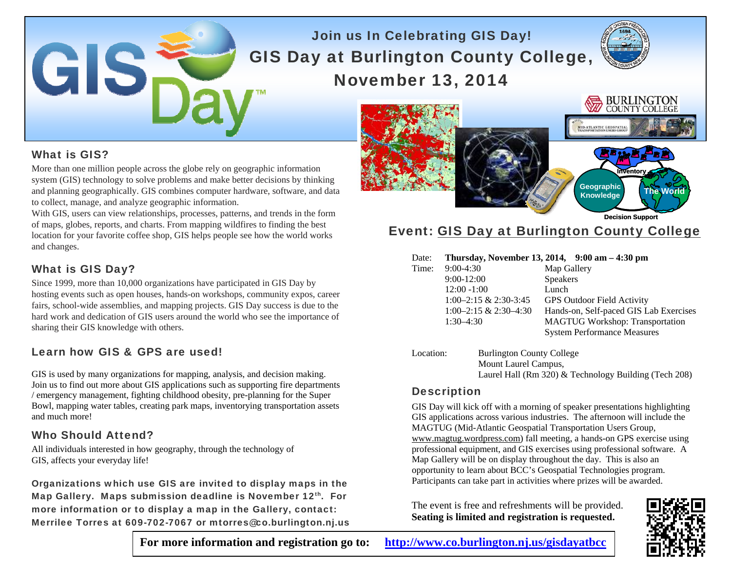# Join us In Celebrating GIS Day!

# GIS Day at Burlington County College, November 13, 2014

## What is GIS?

More than one million people across the globe rely on geographic information system (GIS) technology to solve problems and make better decisions by thinking and planning geographically. GIS combines computer hardware, software, and data to collect, manage, and analyze geographic information.

With GIS, users can view relationships, processes, patterns, and trends in the form of maps, globes, reports, and charts. From mapping wildfires to finding the best location for your favorite coffee shop, GIS helps people see how the world works and changes.

## What is GIS Day?

Since 1999, more than 10,000 organizations have participated in GIS Day by hosting events such as open houses, hands-on workshops, community expos, career fairs, school-wide assemblies, and mapping projects. GIS Day success is due to the hard work and dedication of GIS users around the world who see the importance of sharing their GIS knowledge with others.

## Learn how GIS & GPS are used!

GIS is used by many organizations for mapping, analysis, and decision making. Join us to find out more about GIS applications such as supporting fire departments / emergency management, fighting childhood obesity, pre-planning for the Super Bowl, mapping water tables, creating park maps, inventorying transportation assets and much more!

## Who Should Attend?

All individuals interested in how geography, through the technology of GIS, affects your everyday life!

**Organizations which use GIS are invited to display maps in the Map Gallery. Maps submission deadline is November 12th. For more information or to display a map in the Gallery, contact: Merrilee Torres at 609-702-7067 or mtorres@co.burlington.nj.us**

## Event: GIS Day at Burlington County College

Date: **Thursday, November 13, 2014, 9:00 am – 4:30 pm**

Time:

| | |
|---|---|
| 9:00-4:30 | Map Gallery |
| 9:00-12:00 | Speakers |
| 12:00 -1:00 | Lunch |
| 1:00–2:15 & 2:30-3:45 | GPS Outdoor Field Activity |
| 1:00–2:15 & 2:30–4:30 | Hands-on, Self-paced GIS Lab Exercises |
| 1:30–4:30 | MAGTUG Workshop: Transportation System Performance Measures |

Location: Burlington County College
Mount Laurel Campus,
Laurel Hall (Rm 320) & Technology Building (Tech 208)

## Description

GIS Day will kick off with a morning of speaker presentations highlighting GIS applications across various industries. The afternoon will include the MAGTUG (Mid-Atlantic Geospatial Transportation Users Group, www.magtug.wordpress.com) fall meeting, a hands-on GPS exercise using professional equipment, and GIS exercises using professional software. A Map Gallery will be on display throughout the day. This is also an opportunity to learn about BCC's Geospatial Technologies program. Participants can take part in activities where prizes will be awarded.

The event is free and refreshments will be provided. **Seating is limited and registration is requested.**

**For more information and registration go to: http://www.co.burlington.nj.us/gisdayatbcc**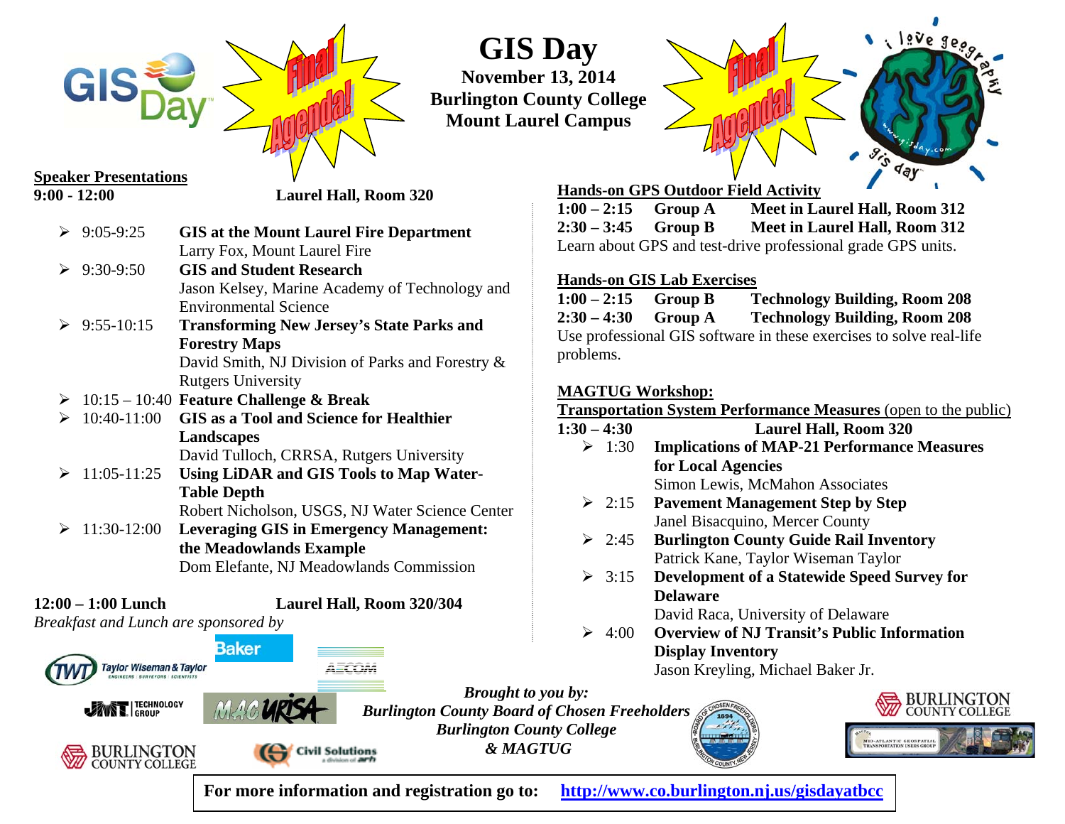# GIS Day

**November 13, 2014**
**Burlington County College**
**Mount Laurel Campus**

Final Agenda!

## Speaker Presentations

**9:00 - 12:00** **Laurel Hall, Room 320**

- 9:05-9:25 **GIS at the Mount Laurel Fire Department**
  Larry Fox, Mount Laurel Fire
- 9:30-9:50 **GIS and Student Research**
  Jason Kelsey, Marine Academy of Technology and Environmental Science
- 9:55-10:15 **Transforming New Jersey's State Parks and Forestry Maps**
  David Smith, NJ Division of Parks and Forestry & Rutgers University
- 10:15 – 10:40 **Feature Challenge & Break**
- 10:40-11:00 **GIS as a Tool and Science for Healthier Landscapes**
  David Tulloch, CRRSA, Rutgers University
- 11:05-11:25 **Using LiDAR and GIS Tools to Map Water-Table Depth**
  Robert Nicholson, USGS, NJ Water Science Center
- 11:30-12:00 **Leveraging GIS in Emergency Management: the Meadowlands Example**
  Dom Elefante, NJ Meadowlands Commission

**12:00 – 1:00 Lunch** **Laurel Hall, Room 320/304**

*Breakfast and Lunch are sponsored by*

Taylor Wiseman & Taylor, Baker, AECOM, JMT Technology Group, MACURISA, Burlington County College, Civil Solutions

## Hands-on GPS Outdoor Field Activity

**1:00 – 2:15** **Group A** **Meet in Laurel Hall, Room 312**
**2:30 – 3:45** **Group B** **Meet in Laurel Hall, Room 312**

Learn about GPS and test-drive professional grade GPS units.

## Hands-on GIS Lab Exercises

**1:00 – 2:15** **Group B** **Technology Building, Room 208**
**2:30 – 4:30** **Group A** **Technology Building, Room 208**

Use professional GIS software in these exercises to solve real-life problems.

## MAGTUG Workshop:

**Transportation System Performance Measures** (open to the public)

**1:30 – 4:30** **Laurel Hall, Room 320**

- 1:30 **Implications of MAP-21 Performance Measures for Local Agencies**
  Simon Lewis, McMahon Associates
- 2:15 **Pavement Management Step by Step**
  Janel Bisacquino, Mercer County
- 2:45 **Burlington County Guide Rail Inventory**
  Patrick Kane, Taylor Wiseman Taylor
- 3:15 **Development of a Statewide Speed Survey for Delaware**
  David Raca, University of Delaware
- 4:00 **Overview of NJ Transit's Public Information Display Inventory**
  Jason Kreyling, Michael Baker Jr.

*Brought to you by:*
*Burlington County Board of Chosen Freeholders*
*Burlington County College*
*& MAGTUG*

**For more information and registration go to:** **http://www.co.burlington.nj.us/gisdayatbcc**